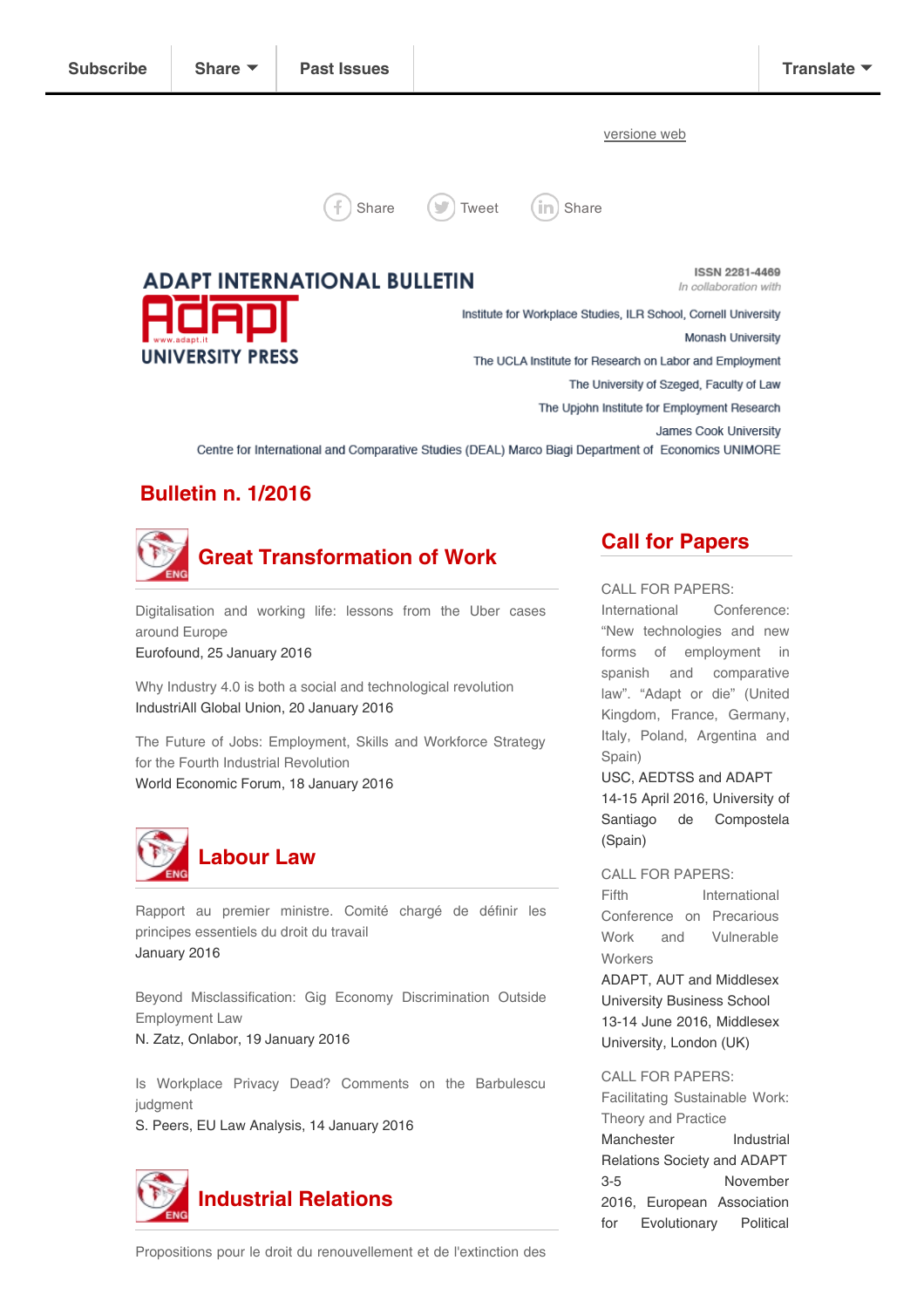Subscribe | Share | Past Issues | Translate

versione web

Share | Tweet | Share

# ADAPT INTERNATIONAL BULLETIN

ADAPT UNIVERSITY PRESS

ISSN 2281-4469

*In collaboration with*

Institute for Workplace Studies, ILR School, Cornell University

Monash University

The UCLA Institute for Research on Labor and Employment

The University of Szeged, Faculty of Law

The Upjohn Institute for Employment Research

James Cook University

Centre for International and Comparative Studies (DEAL) Marco Biagi Department of Economics UNIMORE

## Bulletin n. 1/2016

### Great Transformation of Work

Digitalisation and working life: lessons from the Uber cases around Europe
Eurofound, 25 January 2016

Why Industry 4.0 is both a social and technological revolution
IndustriAll Global Union, 20 January 2016

The Future of Jobs: Employment, Skills and Workforce Strategy for the Fourth Industrial Revolution
World Economic Forum, 18 January 2016

### Labour Law

Rapport au premier ministre. Comité chargé de définir les principes essentiels du droit du travail
January 2016

Beyond Misclassification: Gig Economy Discrimination Outside Employment Law
N. Zatz, Onlabor, 19 January 2016

Is Workplace Privacy Dead? Comments on the Barbulescu judgment
S. Peers, EU Law Analysis, 14 January 2016

### Industrial Relations

Propositions pour le droit du renouvellement et de l'extinction des

### Call for Papers

CALL FOR PAPERS: International Conference: “New technologies and new forms of employment in spanish and comparative law”. “Adapt or die” (United Kingdom, France, Germany, Italy, Poland, Argentina and Spain)
USC, AEDTSS and ADAPT
14-15 April 2016, University of Santiago de Compostela (Spain)

CALL FOR PAPERS: Fifth International Conference on Precarious Work and Vulnerable Workers
ADAPT, AUT and Middlesex University Business School
13-14 June 2016, Middlesex University, London (UK)

CALL FOR PAPERS: Facilitating Sustainable Work: Theory and Practice
Manchester Industrial Relations Society and ADAPT
3-5 November 2016, European Association for Evolutionary Political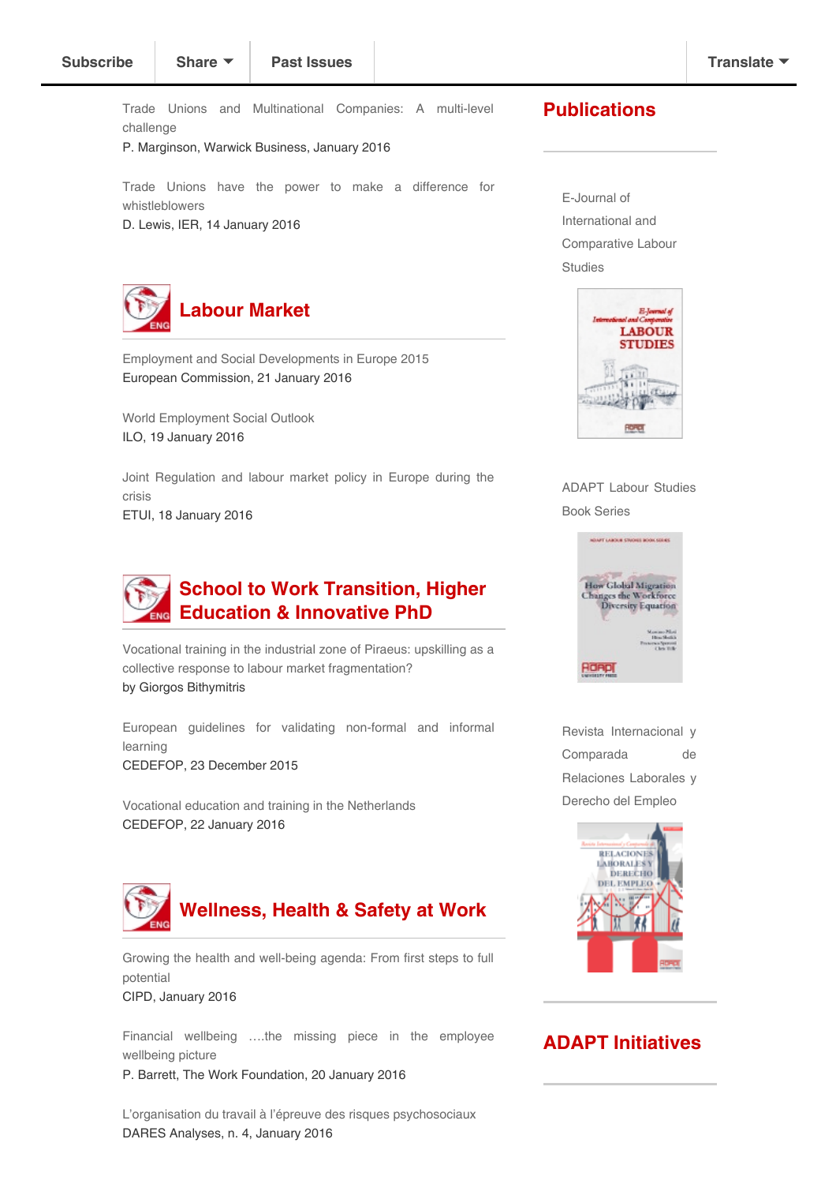Subscribe | Share | Past Issues | Translate

Trade Unions and Multinational Companies: A multi-level challenge
P. Marginson, Warwick Business, January 2016

Trade Unions have the power to make a difference for whistleblowers
D. Lewis, IER, 14 January 2016

## Labour Market

Employment and Social Developments in Europe 2015
European Commission, 21 January 2016

World Employment Social Outlook
ILO, 19 January 2016

Joint Regulation and labour market policy in Europe during the crisis
ETUI, 18 January 2016

## School to Work Transition, Higher Education & Innovative PhD

Vocational training in the industrial zone of Piraeus: upskilling as a collective response to labour market fragmentation?
by Giorgos Bithymitris

European guidelines for validating non-formal and informal learning
CEDEFOP, 23 December 2015

Vocational education and training in the Netherlands
CEDEFOP, 22 January 2016

## Wellness, Health & Safety at Work

Growing the health and well-being agenda: From first steps to full potential
CIPD, January 2016

Financial wellbeing ….the missing piece in the employee wellbeing picture
P. Barrett, The Work Foundation, 20 January 2016

L'organisation du travail à l'épreuve des risques psychosociaux
DARES Analyses, n. 4, January 2016

## Publications

E-Journal of International and Comparative Labour Studies

ADAPT Labour Studies Book Series

Revista Internacional y Comparada de Relaciones Laborales y Derecho del Empleo

## ADAPT Initiatives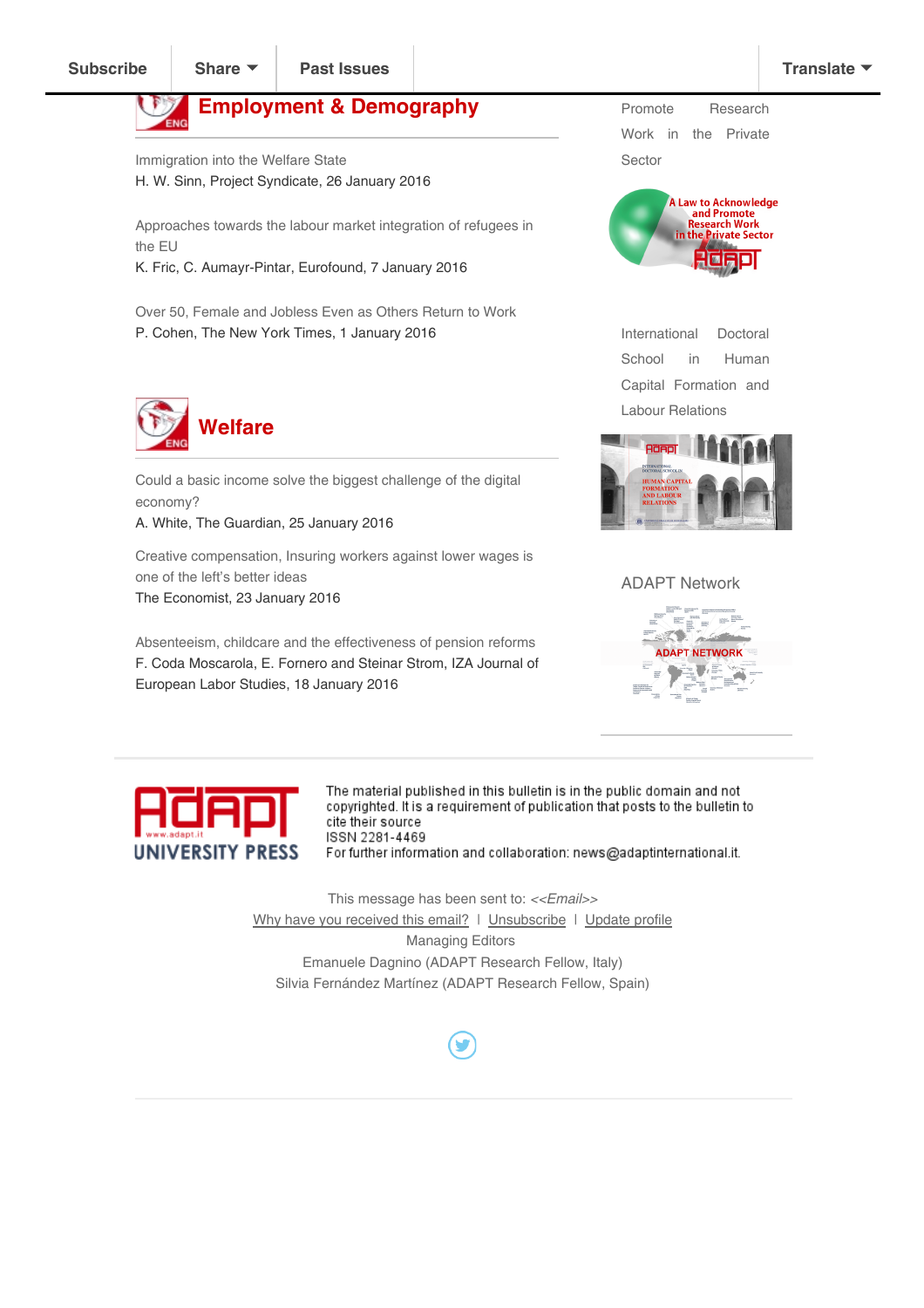Subscribe | Share | Past Issues | Translate

## Employment & Demography

Immigration into the Welfare State
H. W. Sinn, Project Syndicate, 26 January 2016

Approaches towards the labour market integration of refugees in the EU
K. Fric, C. Aumayr-Pintar, Eurofound, 7 January 2016

Over 50, Female and Jobless Even as Others Return to Work
P. Cohen, The New York Times, 1 January 2016

## Welfare

Could a basic income solve the biggest challenge of the digital economy?
A. White, The Guardian, 25 January 2016

Creative compensation, Insuring workers against lower wages is one of the left's better ideas
The Economist, 23 January 2016

Absenteeism, childcare and the effectiveness of pension reforms
F. Coda Moscarola, E. Fornero and Steinar Strom, IZA Journal of European Labor Studies, 18 January 2016

Promote Research Work in the Private Sector

International Doctoral School in Human Capital Formation and Labour Relations

ADAPT Network

The material published in this bulletin is in the public domain and not copyrighted. It is a requirement of publication that posts to the bulletin to cite their source
ISSN 2281-4469
For further information and collaboration: news@adaptinternational.it.

This message has been sent to: *<<Email>>*
Why have you received this email? | Unsubscribe | Update profile
Managing Editors
Emanuele Dagnino (ADAPT Research Fellow, Italy)
Silvia Fernández Martínez (ADAPT Research Fellow, Spain)